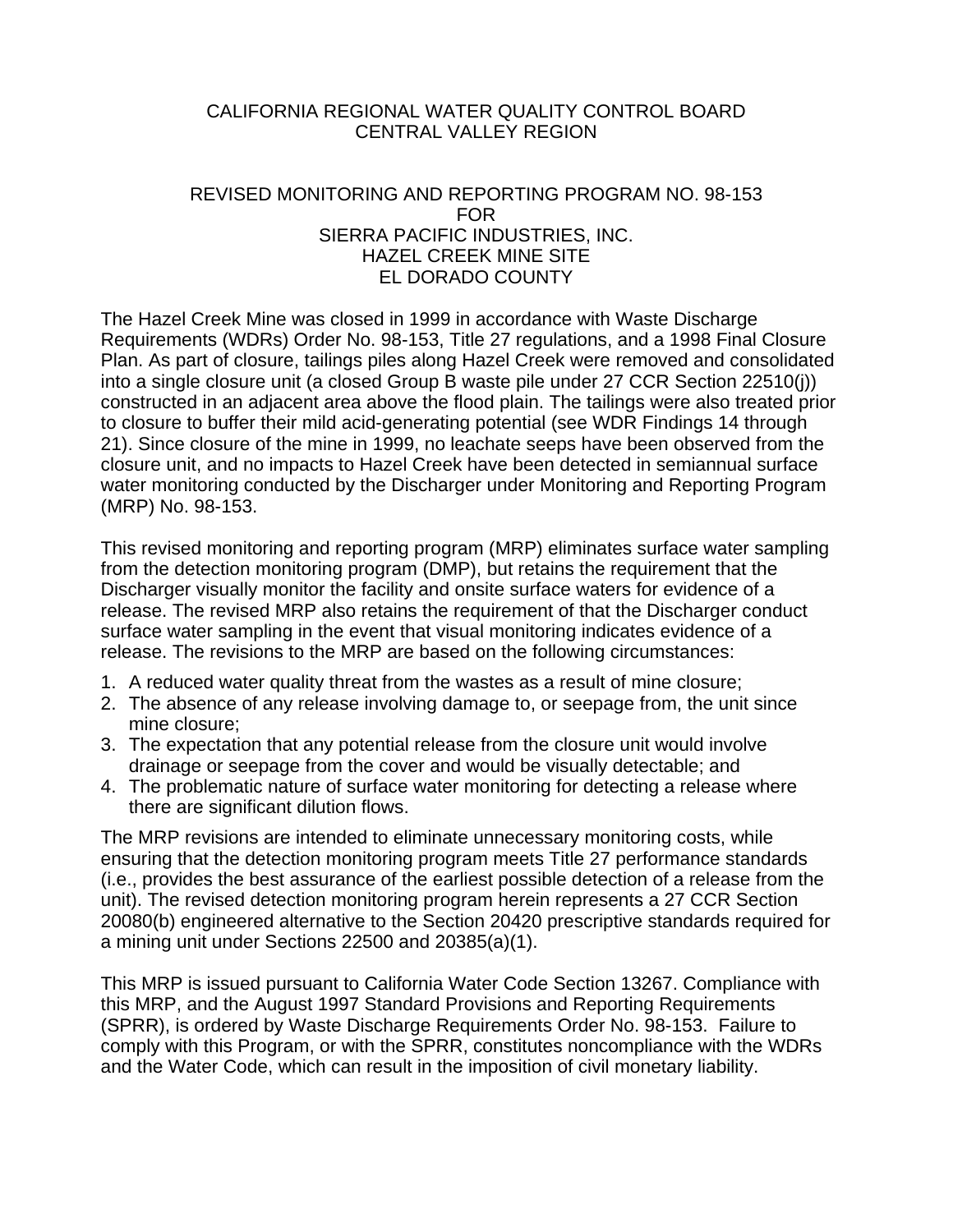CALIFORNIA REGIONAL WATER QUALITY CONTROL BOARD
CENTRAL VALLEY REGION

REVISED MONITORING AND REPORTING PROGRAM NO. 98-153
FOR
SIERRA PACIFIC INDUSTRIES, INC.
HAZEL CREEK MINE SITE
EL DORADO COUNTY

The Hazel Creek Mine was closed in 1999 in accordance with Waste Discharge Requirements (WDRs) Order No. 98-153, Title 27 regulations, and a 1998 Final Closure Plan. As part of closure, tailings piles along Hazel Creek were removed and consolidated into a single closure unit (a closed Group B waste pile under 27 CCR Section 22510(j)) constructed in an adjacent area above the flood plain. The tailings were also treated prior to closure to buffer their mild acid-generating potential (see WDR Findings 14 through 21). Since closure of the mine in 1999, no leachate seeps have been observed from the closure unit, and no impacts to Hazel Creek have been detected in semiannual surface water monitoring conducted by the Discharger under Monitoring and Reporting Program (MRP) No. 98-153.

This revised monitoring and reporting program (MRP) eliminates surface water sampling from the detection monitoring program (DMP), but retains the requirement that the Discharger visually monitor the facility and onsite surface waters for evidence of a release. The revised MRP also retains the requirement of that the Discharger conduct surface water sampling in the event that visual monitoring indicates evidence of a release. The revisions to the MRP are based on the following circumstances:

1. A reduced water quality threat from the wastes as a result of mine closure;
2. The absence of any release involving damage to, or seepage from, the unit since mine closure;
3. The expectation that any potential release from the closure unit would involve drainage or seepage from the cover and would be visually detectable; and
4. The problematic nature of surface water monitoring for detecting a release where there are significant dilution flows.

The MRP revisions are intended to eliminate unnecessary monitoring costs, while ensuring that the detection monitoring program meets Title 27 performance standards (i.e., provides the best assurance of the earliest possible detection of a release from the unit). The revised detection monitoring program herein represents a 27 CCR Section 20080(b) engineered alternative to the Section 20420 prescriptive standards required for a mining unit under Sections 22500 and 20385(a)(1).

This MRP is issued pursuant to California Water Code Section 13267. Compliance with this MRP, and the August 1997 Standard Provisions and Reporting Requirements (SPRR), is ordered by Waste Discharge Requirements Order No. 98-153. Failure to comply with this Program, or with the SPRR, constitutes noncompliance with the WDRs and the Water Code, which can result in the imposition of civil monetary liability.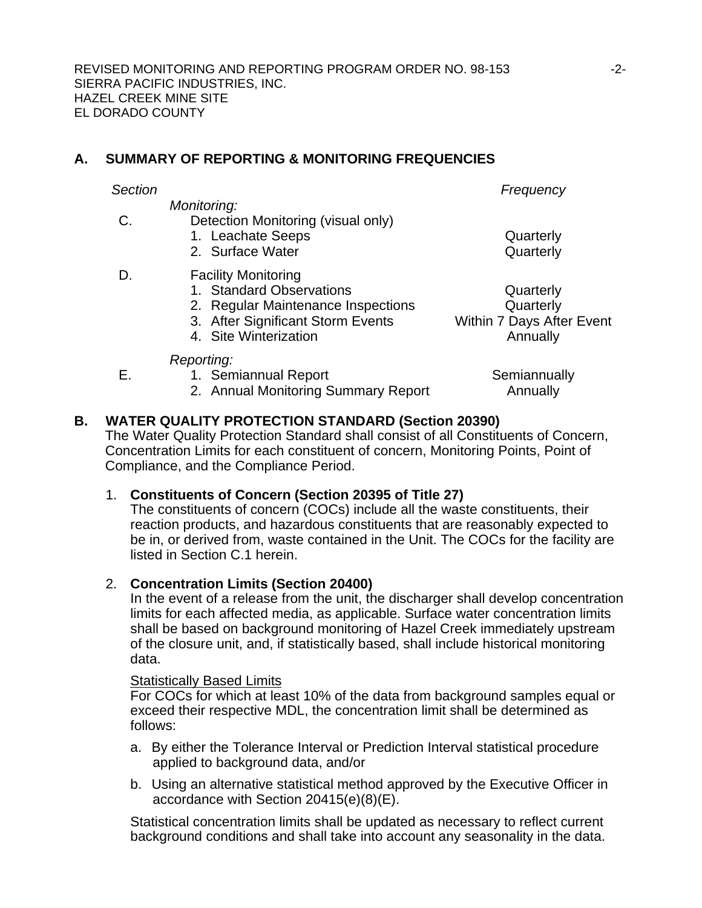## A. SUMMARY OF REPORTING & MONITORING FREQUENCIES

| *Section* | | *Frequency* |
|---|---|---|
| | *Monitoring:* | |
| C. | Detection Monitoring (visual only) | |
| | 1. Leachate Seeps | Quarterly |
| | 2. Surface Water | Quarterly |
| D. | Facility Monitoring | |
| | 1. Standard Observations | Quarterly |
| | 2. Regular Maintenance Inspections | Quarterly |
| | 3. After Significant Storm Events | Within 7 Days After Event |
| | 4. Site Winterization | Annually |
| | *Reporting:* | |
| E. | 1. Semiannual Report | Semiannually |
| | 2. Annual Monitoring Summary Report | Annually |

## B. WATER QUALITY PROTECTION STANDARD (Section 20390)

The Water Quality Protection Standard shall consist of all Constituents of Concern, Concentration Limits for each constituent of concern, Monitoring Points, Point of Compliance, and the Compliance Period.

1. **Constituents of Concern (Section 20395 of Title 27)**
   The constituents of concern (COCs) include all the waste constituents, their reaction products, and hazardous constituents that are reasonably expected to be in, or derived from, waste contained in the Unit. The COCs for the facility are listed in Section C.1 herein.

2. **Concentration Limits (Section 20400)**
   In the event of a release from the unit, the discharger shall develop concentration limits for each affected media, as applicable. Surface water concentration limits shall be based on background monitoring of Hazel Creek immediately upstream of the closure unit, and, if statistically based, shall include historical monitoring data.

   Statistically Based Limits
   For COCs for which at least 10% of the data from background samples equal or exceed their respective MDL, the concentration limit shall be determined as follows:

   a. By either the Tolerance Interval or Prediction Interval statistical procedure applied to background data, and/or

   b. Using an alternative statistical method approved by the Executive Officer in accordance with Section 20415(e)(8)(E).

   Statistical concentration limits shall be updated as necessary to reflect current background conditions and shall take into account any seasonality in the data.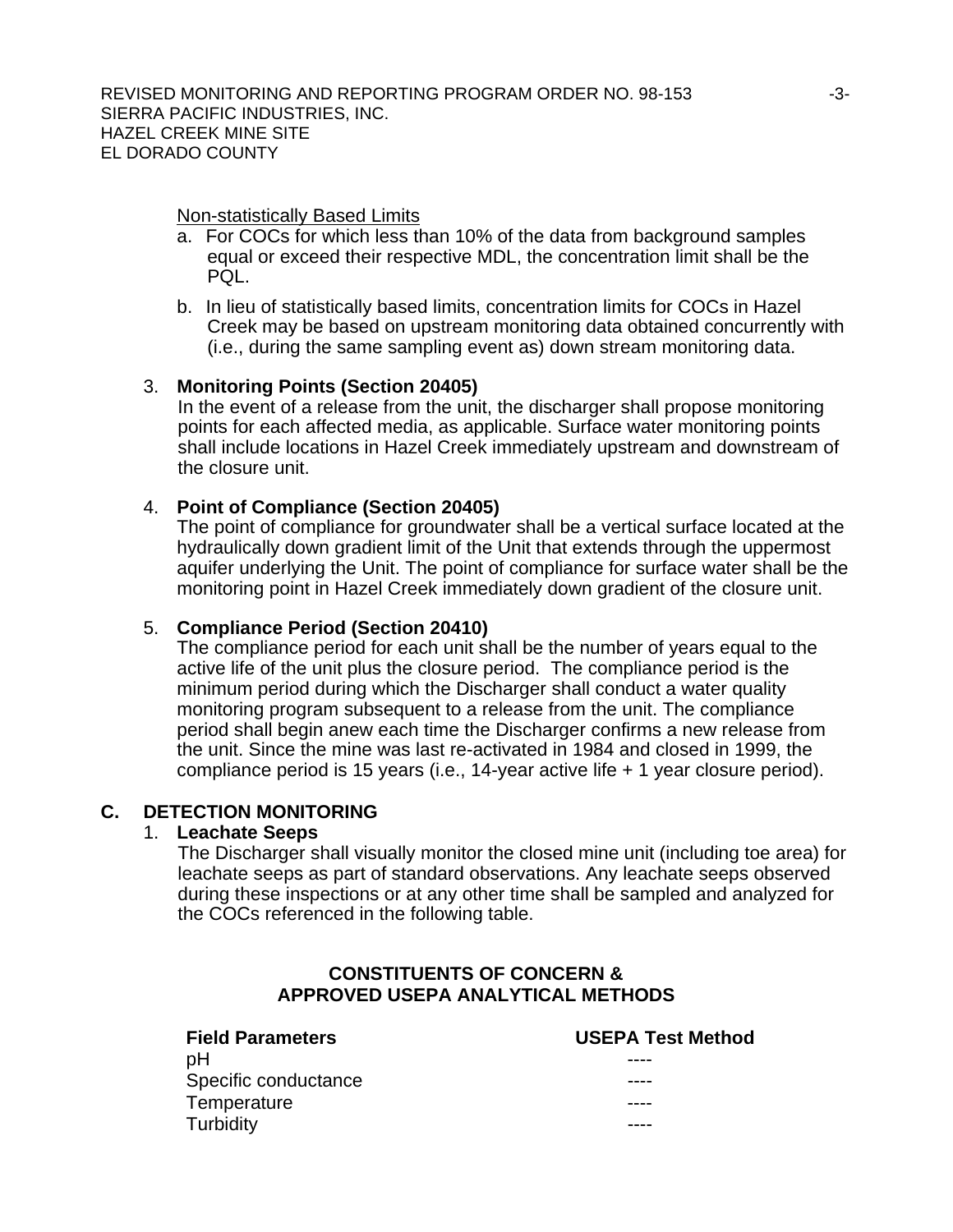Non-statistically Based Limits

a. For COCs for which less than 10% of the data from background samples equal or exceed their respective MDL, the concentration limit shall be the PQL.

b. In lieu of statistically based limits, concentration limits for COCs in Hazel Creek may be based on upstream monitoring data obtained concurrently with (i.e., during the same sampling event as) down stream monitoring data.

3. **Monitoring Points (Section 20405)**
   In the event of a release from the unit, the discharger shall propose monitoring points for each affected media, as applicable. Surface water monitoring points shall include locations in Hazel Creek immediately upstream and downstream of the closure unit.

4. **Point of Compliance (Section 20405)**
   The point of compliance for groundwater shall be a vertical surface located at the hydraulically down gradient limit of the Unit that extends through the uppermost aquifer underlying the Unit. The point of compliance for surface water shall be the monitoring point in Hazel Creek immediately down gradient of the closure unit.

5. **Compliance Period (Section 20410)**
   The compliance period for each unit shall be the number of years equal to the active life of the unit plus the closure period. The compliance period is the minimum period during which the Discharger shall conduct a water quality monitoring program subsequent to a release from the unit. The compliance period shall begin anew each time the Discharger confirms a new release from the unit. Since the mine was last re-activated in 1984 and closed in 1999, the compliance period is 15 years (i.e., 14-year active life + 1 year closure period).

## C. DETECTION MONITORING

1. **Leachate Seeps**
   The Discharger shall visually monitor the closed mine unit (including toe area) for leachate seeps as part of standard observations. Any leachate seeps observed during these inspections or at any other time shall be sampled and analyzed for the COCs referenced in the following table.

**CONSTITUENTS OF CONCERN &**
**APPROVED USEPA ANALYTICAL METHODS**

| Field Parameters | USEPA Test Method |
|---|---|
| pH | ---- |
| Specific conductance | ---- |
| Temperature | ---- |
| Turbidity | ---- |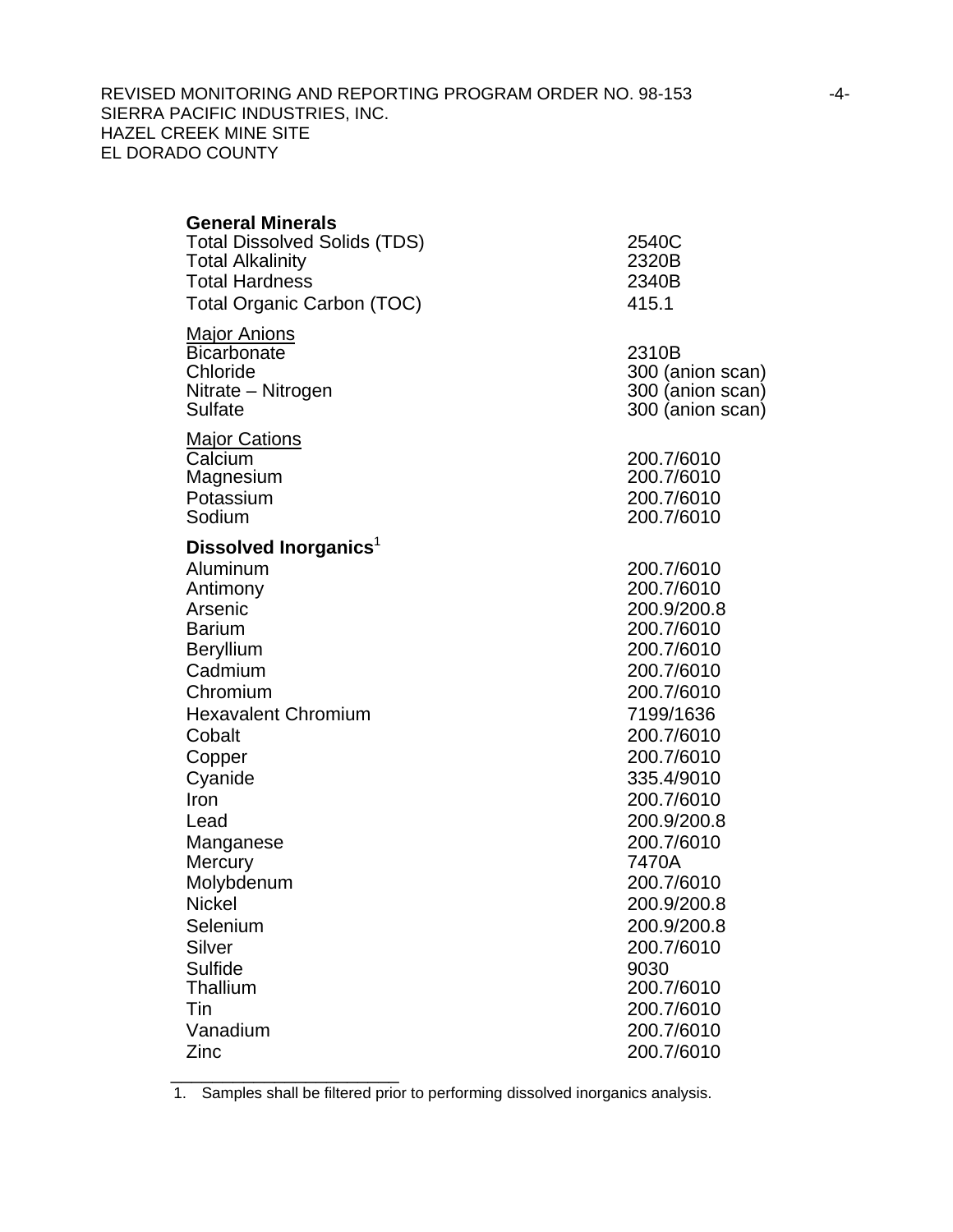| **General Minerals** | |
|---|---|
| Total Dissolved Solids (TDS) | 2540C |
| Total Alkalinity | 2320B |
| Total Hardness | 2340B |
| Total Organic Carbon (TOC) | 415.1 |
| <u>Major Anions</u> | |
| Bicarbonate | 2310B |
| Chloride | 300 (anion scan) |
| Nitrate – Nitrogen | 300 (anion scan) |
| Sulfate | 300 (anion scan) |
| <u>Major Cations</u> | |
| Calcium | 200.7/6010 |
| Magnesium | 200.7/6010 |
| Potassium | 200.7/6010 |
| Sodium | 200.7/6010 |
| **Dissolved Inorganics**[1] | |
| Aluminum | 200.7/6010 |
| Antimony | 200.7/6010 |
| Arsenic | 200.9/200.8 |
| Barium | 200.7/6010 |
| Beryllium | 200.7/6010 |
| Cadmium | 200.7/6010 |
| Chromium | 200.7/6010 |
| Hexavalent Chromium | 7199/1636 |
| Cobalt | 200.7/6010 |
| Copper | 200.7/6010 |
| Cyanide | 335.4/9010 |
| Iron | 200.7/6010 |
| Lead | 200.9/200.8 |
| Manganese | 200.7/6010 |
| Mercury | 7470A |
| Molybdenum | 200.7/6010 |
| Nickel | 200.9/200.8 |
| Selenium | 200.9/200.8 |
| Silver | 200.7/6010 |
| Sulfide | 9030 |
| Thallium | 200.7/6010 |
| Tin | 200.7/6010 |
| Vanadium | 200.7/6010 |
| Zinc | 200.7/6010 |

1. Samples shall be filtered prior to performing dissolved inorganics analysis.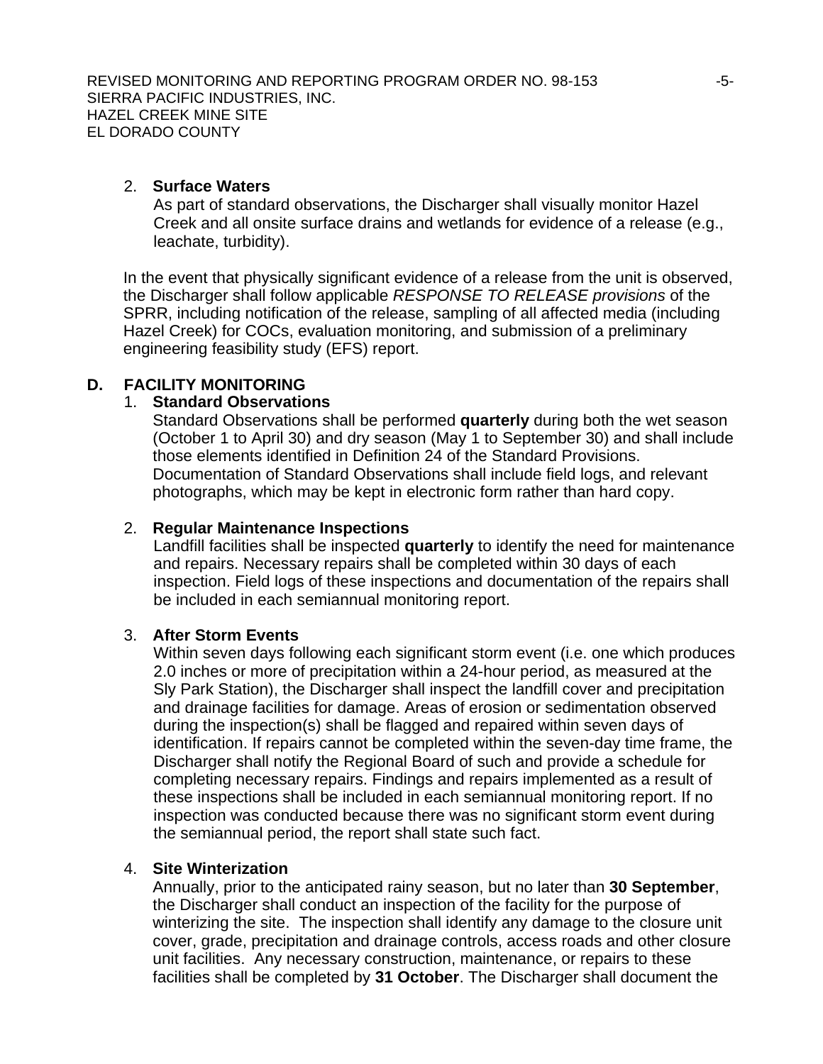2. **Surface Waters**
   As part of standard observations, the Discharger shall visually monitor Hazel Creek and all onsite surface drains and wetlands for evidence of a release (e.g., leachate, turbidity).

In the event that physically significant evidence of a release from the unit is observed, the Discharger shall follow applicable *RESPONSE TO RELEASE provisions* of the SPRR, including notification of the release, sampling of all affected media (including Hazel Creek) for COCs, evaluation monitoring, and submission of a preliminary engineering feasibility study (EFS) report.

## D. FACILITY MONITORING

1. **Standard Observations**
   Standard Observations shall be performed **quarterly** during both the wet season (October 1 to April 30) and dry season (May 1 to September 30) and shall include those elements identified in Definition 24 of the Standard Provisions. Documentation of Standard Observations shall include field logs, and relevant photographs, which may be kept in electronic form rather than hard copy.

2. **Regular Maintenance Inspections**
   Landfill facilities shall be inspected **quarterly** to identify the need for maintenance and repairs. Necessary repairs shall be completed within 30 days of each inspection. Field logs of these inspections and documentation of the repairs shall be included in each semiannual monitoring report.

3. **After Storm Events**
   Within seven days following each significant storm event (i.e. one which produces 2.0 inches or more of precipitation within a 24-hour period, as measured at the Sly Park Station), the Discharger shall inspect the landfill cover and precipitation and drainage facilities for damage. Areas of erosion or sedimentation observed during the inspection(s) shall be flagged and repaired within seven days of identification. If repairs cannot be completed within the seven-day time frame, the Discharger shall notify the Regional Board of such and provide a schedule for completing necessary repairs. Findings and repairs implemented as a result of these inspections shall be included in each semiannual monitoring report. If no inspection was conducted because there was no significant storm event during the semiannual period, the report shall state such fact.

4. **Site Winterization**
   Annually, prior to the anticipated rainy season, but no later than **30 September**, the Discharger shall conduct an inspection of the facility for the purpose of winterizing the site. The inspection shall identify any damage to the closure unit cover, grade, precipitation and drainage controls, access roads and other closure unit facilities. Any necessary construction, maintenance, or repairs to these facilities shall be completed by **31 October**. The Discharger shall document the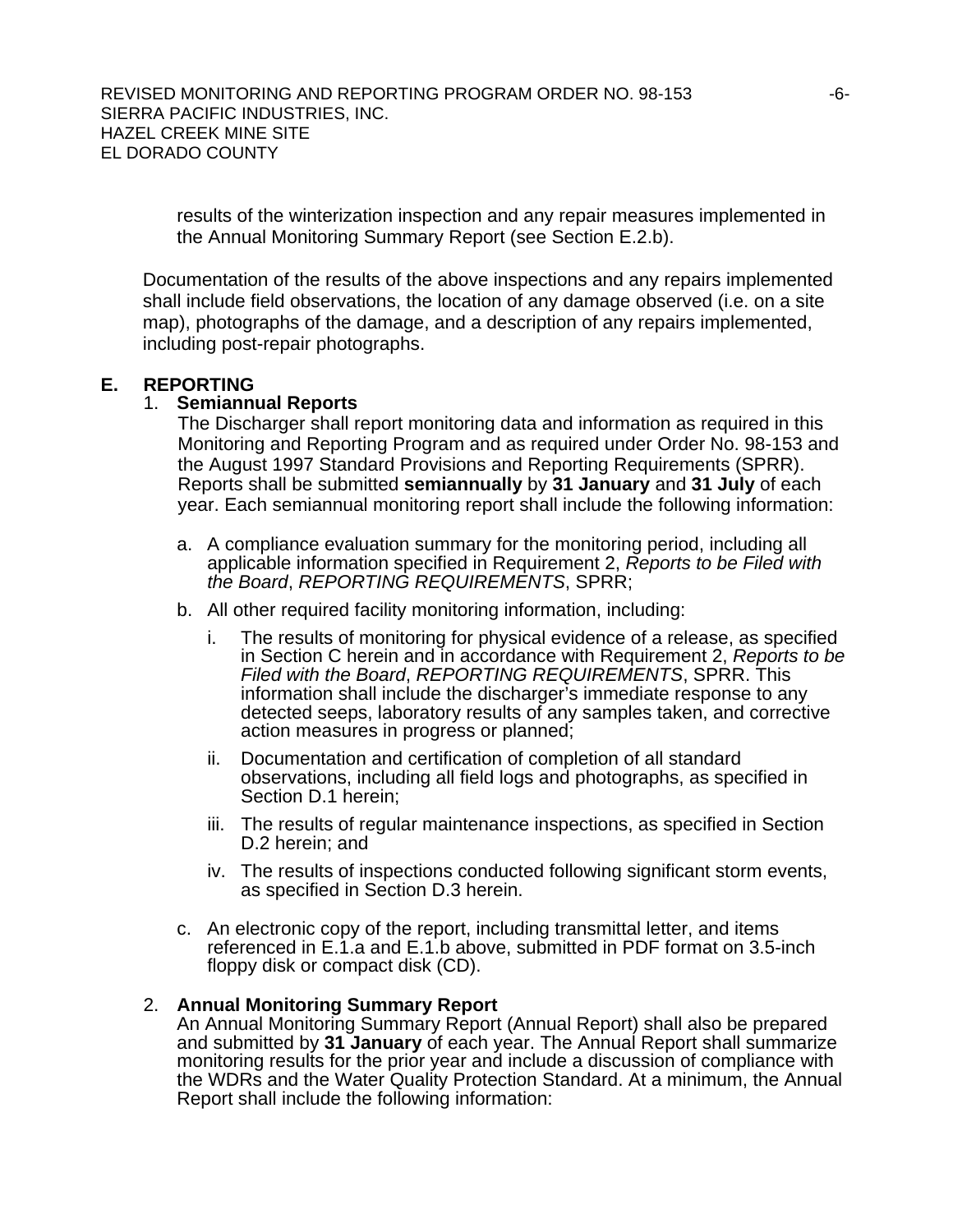results of the winterization inspection and any repair measures implemented in the Annual Monitoring Summary Report (see Section E.2.b).

Documentation of the results of the above inspections and any repairs implemented shall include field observations, the location of any damage observed (i.e. on a site map), photographs of the damage, and a description of any repairs implemented, including post-repair photographs.

## E. REPORTING

### 1. Semiannual Reports

The Discharger shall report monitoring data and information as required in this Monitoring and Reporting Program and as required under Order No. 98-153 and the August 1997 Standard Provisions and Reporting Requirements (SPRR). Reports shall be submitted **semiannually** by **31 January** and **31 July** of each year. Each semiannual monitoring report shall include the following information:

a. A compliance evaluation summary for the monitoring period, including all applicable information specified in Requirement 2, *Reports to be Filed with the Board*, *REPORTING REQUIREMENTS*, SPRR;

b. All other required facility monitoring information, including:

   i. The results of monitoring for physical evidence of a release, as specified in Section C herein and in accordance with Requirement 2, *Reports to be Filed with the Board*, *REPORTING REQUIREMENTS*, SPRR. This information shall include the discharger's immediate response to any detected seeps, laboratory results of any samples taken, and corrective action measures in progress or planned;

   ii. Documentation and certification of completion of all standard observations, including all field logs and photographs, as specified in Section D.1 herein;

   iii. The results of regular maintenance inspections, as specified in Section D.2 herein; and

   iv. The results of inspections conducted following significant storm events, as specified in Section D.3 herein.

c. An electronic copy of the report, including transmittal letter, and items referenced in E.1.a and E.1.b above, submitted in PDF format on 3.5-inch floppy disk or compact disk (CD).

### 2. Annual Monitoring Summary Report

An Annual Monitoring Summary Report (Annual Report) shall also be prepared and submitted by **31 January** of each year. The Annual Report shall summarize monitoring results for the prior year and include a discussion of compliance with the WDRs and the Water Quality Protection Standard. At a minimum, the Annual Report shall include the following information: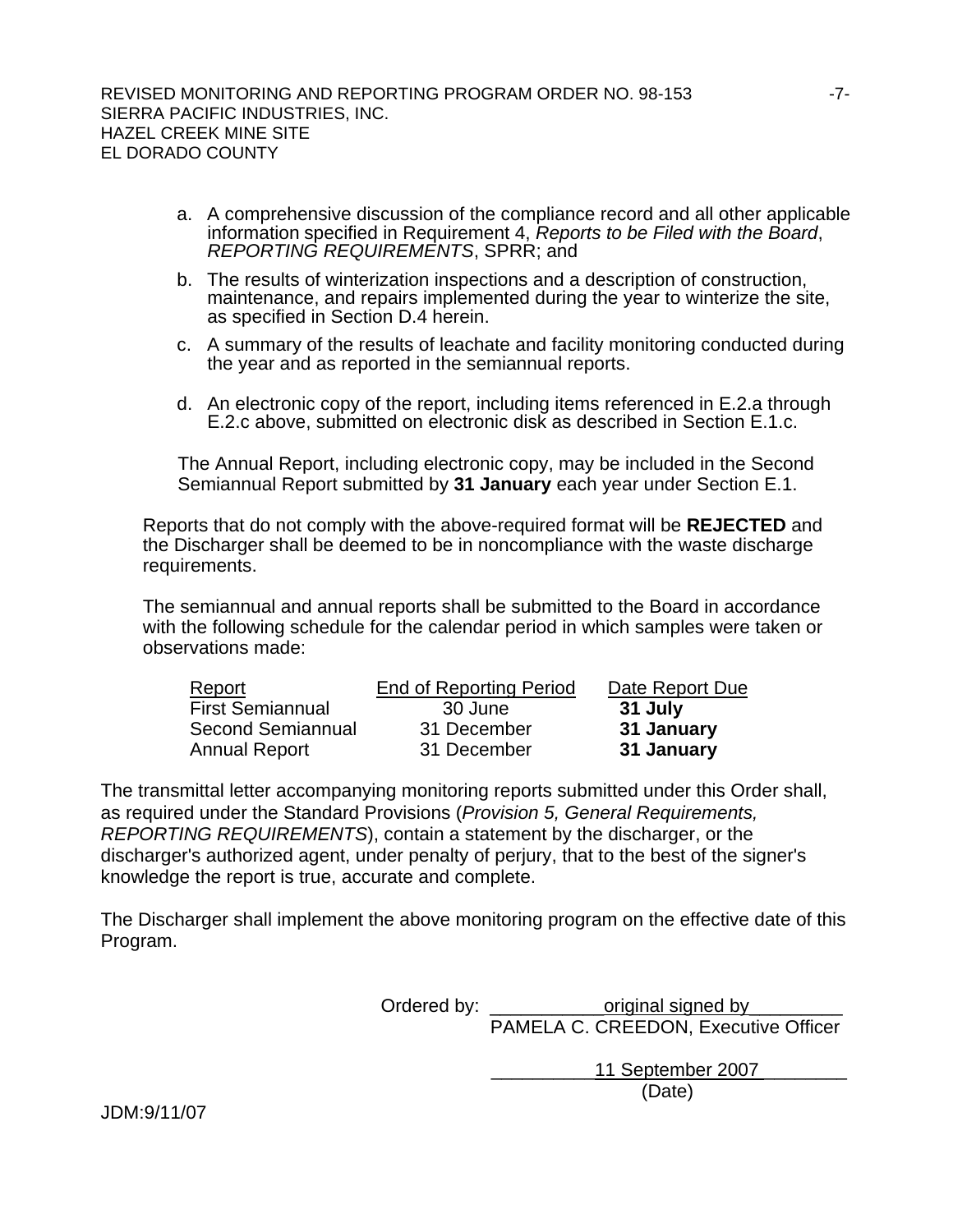a. A comprehensive discussion of the compliance record and all other applicable information specified in Requirement 4, *Reports to be Filed with the Board*, *REPORTING REQUIREMENTS*, SPRR; and

b. The results of winterization inspections and a description of construction, maintenance, and repairs implemented during the year to winterize the site, as specified in Section D.4 herein.

c. A summary of the results of leachate and facility monitoring conducted during the year and as reported in the semiannual reports.

d. An electronic copy of the report, including items referenced in E.2.a through E.2.c above, submitted on electronic disk as described in Section E.1.c.

The Annual Report, including electronic copy, may be included in the Second Semiannual Report submitted by **31 January** each year under Section E.1.

Reports that do not comply with the above-required format will be **REJECTED** and the Discharger shall be deemed to be in noncompliance with the waste discharge requirements.

The semiannual and annual reports shall be submitted to the Board in accordance with the following schedule for the calendar period in which samples were taken or observations made:

| Report | End of Reporting Period | Date Report Due |
|---|---|---|
| First Semiannual | 30 June | **31 July** |
| Second Semiannual | 31 December | **31 January** |
| Annual Report | 31 December | **31 January** |

The transmittal letter accompanying monitoring reports submitted under this Order shall, as required under the Standard Provisions (*Provision 5, General Requirements, REPORTING REQUIREMENTS*), contain a statement by the discharger, or the discharger's authorized agent, under penalty of perjury, that to the best of the signer's knowledge the report is true, accurate and complete.

The Discharger shall implement the above monitoring program on the effective date of this Program.

Ordered by: original signed by
PAMELA C. CREEDON, Executive Officer

11 September 2007
(Date)

JDM:9/11/07